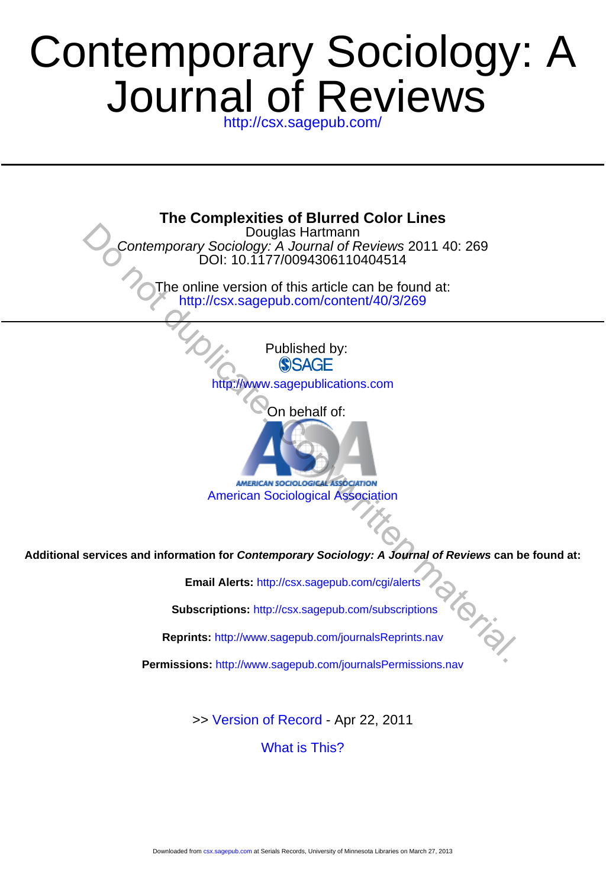# Contemporary Sociology: A Journal of Reviews

http://csx.sagepub.com/

## The Complexities of Blurred Color Lines

Douglas Hartmann

*Contemporary Sociology: A Journal of Reviews* 2011 40: 269

DOI: 10.1177/0094306110404514

The online version of this article can be found at:
http://csx.sagepub.com/content/40/3/269

Published by:

SAGE

http://www.sagepublications.com

On behalf of:

AMERICAN SOCIOLOGICAL ASSOCIATION

American Sociological Association

**Additional services and information for *Contemporary Sociology: A Journal of Reviews* can be found at:**

**Email Alerts:** http://csx.sagepub.com/cgi/alerts

**Subscriptions:** http://csx.sagepub.com/subscriptions

**Reprints:** http://www.sagepub.com/journalsReprints.nav

**Permissions:** http://www.sagepub.com/journalsPermissions.nav

>> Version of Record - Apr 22, 2011

What is This?

Do not duplicate. Copywritten material.

Downloaded from csx.sagepub.com at Serials Records, University of Minnesota Libraries on March 27, 2013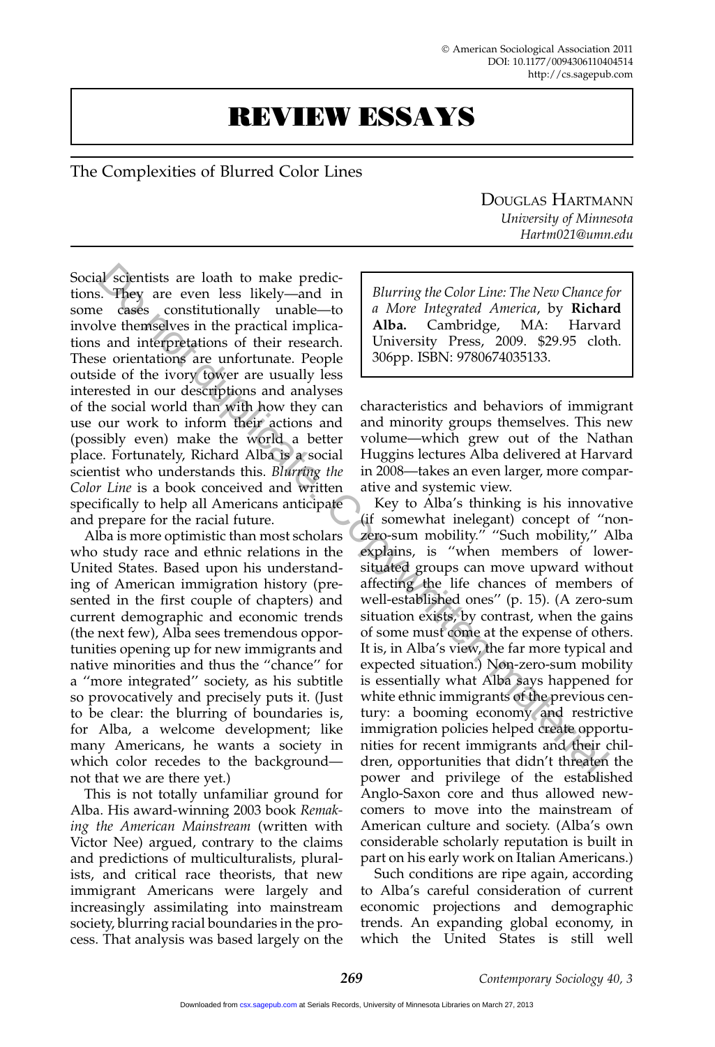# REVIEW ESSAYS

## The Complexities of Blurred Color Lines

Douglas Hartmann
*University of Minnesota*
*Hartm021@umn.edu*

*Blurring the Color Line: The New Chance for a More Integrated America*, by **Richard Alba.** Cambridge, MA: Harvard University Press, 2009. $29.95 cloth. 306pp. ISBN: 9780674035133.

Social scientists are loath to make predictions. They are even less likely—and in some cases constitutionally unable—to involve themselves in the practical implications and interpretations of their research. These orientations are unfortunate. People outside of the ivory tower are usually less interested in our descriptions and analyses of the social world than with how they can use our work to inform their actions and (possibly even) make the world a better place. Fortunately, Richard Alba is a social scientist who understands this. *Blurring the Color Line* is a book conceived and written specifically to help all Americans anticipate and prepare for the racial future.

Alba is more optimistic than most scholars who study race and ethnic relations in the United States. Based upon his understanding of American immigration history (presented in the first couple of chapters) and current demographic and economic trends (the next few), Alba sees tremendous opportunities opening up for new immigrants and native minorities and thus the ''chance'' for a ''more integrated'' society, as his subtitle so provocatively and precisely puts it. (Just to be clear: the blurring of boundaries is, for Alba, a welcome development; like many Americans, he wants a society in which color recedes to the background—not that we are there yet.)

This is not totally unfamiliar ground for Alba. His award-winning 2003 book *Remaking the American Mainstream* (written with Victor Nee) argued, contrary to the claims and predictions of multiculturalists, pluralists, and critical race theorists, that new immigrant Americans were largely and increasingly assimilating into mainstream society, blurring racial boundaries in the process. That analysis was based largely on the characteristics and behaviors of immigrant and minority groups themselves. This new volume—which grew out of the Nathan Huggins lectures Alba delivered at Harvard in 2008—takes an even larger, more comparative and systemic view.

Key to Alba's thinking is his innovative (if somewhat inelegant) concept of ''non-zero-sum mobility.'' ''Such mobility,'' Alba explains, is ''when members of lower-situated groups can move upward without affecting the life chances of members of well-established ones'' (p. 15). (A zero-sum situation exists, by contrast, when the gains of some must come at the expense of others. It is, in Alba's view, the far more typical and expected situation.) Non-zero-sum mobility is essentially what Alba says happened for white ethnic immigrants of the previous century: a booming economy and restrictive immigration policies helped create opportunities for recent immigrants and their children, opportunities that didn't threaten the power and privilege of the established Anglo-Saxon core and thus allowed newcomers to move into the mainstream of American culture and society. (Alba's own considerable scholarly reputation is built in part on his early work on Italian Americans.)

Such conditions are ripe again, according to Alba's careful consideration of current economic projections and demographic trends. An expanding global economy, in which the United States is still well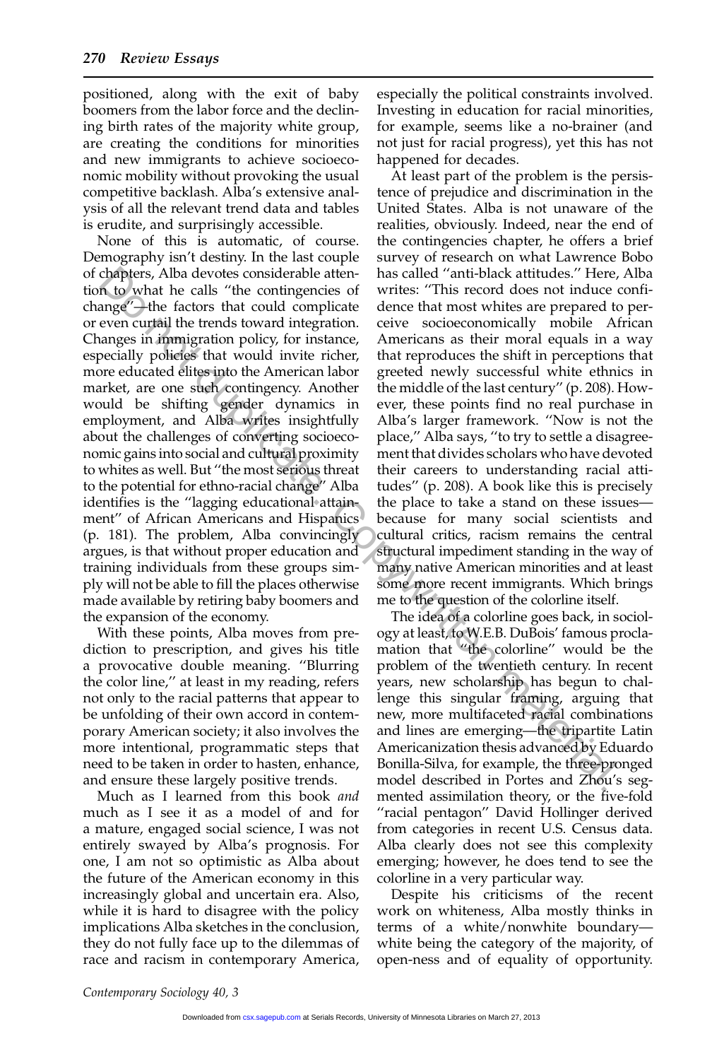positioned, along with the exit of baby boomers from the labor force and the declining birth rates of the majority white group, are creating the conditions for minorities and new immigrants to achieve socioeconomic mobility without provoking the usual competitive backlash. Alba's extensive analysis of all the relevant trend data and tables is erudite, and surprisingly accessible.

None of this is automatic, of course. Demography isn't destiny. In the last couple of chapters, Alba devotes considerable attention to what he calls "the contingencies of change"—the factors that could complicate or even curtail the trends toward integration. Changes in immigration policy, for instance, especially policies that would invite richer, more educated elites into the American labor market, are one such contingency. Another would be shifting gender dynamics in employment, and Alba writes insightfully about the challenges of converting socioeconomic gains into social and cultural proximity to whites as well. But "the most serious threat to the potential for ethno-racial change" Alba identifies is the "lagging educational attainment" of African Americans and Hispanics (p. 181). The problem, Alba convincingly argues, is that without proper education and training individuals from these groups simply will not be able to fill the places otherwise made available by retiring baby boomers and the expansion of the economy.

With these points, Alba moves from prediction to prescription, and gives his title a provocative double meaning. "Blurring the color line," at least in my reading, refers not only to the racial patterns that appear to be unfolding of their own accord in contemporary American society; it also involves the more intentional, programmatic steps that need to be taken in order to hasten, enhance, and ensure these largely positive trends.

Much as I learned from this book *and* much as I see it as a model of and for a mature, engaged social science, I was not entirely swayed by Alba's prognosis. For one, I am not so optimistic as Alba about the future of the American economy in this increasingly global and uncertain era. Also, while it is hard to disagree with the policy implications Alba sketches in the conclusion, they do not fully face up to the dilemmas of race and racism in contemporary America, especially the political constraints involved. Investing in education for racial minorities, for example, seems like a no-brainer (and not just for racial progress), yet this has not happened for decades.

At least part of the problem is the persistence of prejudice and discrimination in the United States. Alba is not unaware of the realities, obviously. Indeed, near the end of the contingencies chapter, he offers a brief survey of research on what Lawrence Bobo has called "anti-black attitudes." Here, Alba writes: "This record does not induce confidence that most whites are prepared to perceive socioeconomically mobile African Americans as their moral equals in a way that reproduces the shift in perceptions that greeted newly successful white ethnics in the middle of the last century" (p. 208). However, these points find no real purchase in Alba's larger framework. "Now is not the place," Alba says, "to try to settle a disagreement that divides scholars who have devoted their careers to understanding racial attitudes" (p. 208). A book like this is precisely the place to take a stand on these issues—because for many social scientists and cultural critics, racism remains the central structural impediment standing in the way of many native American minorities and at least some more recent immigrants. Which brings me to the question of the colorline itself.

The idea of a colorline goes back, in sociology at least, to W.E.B. DuBois' famous proclamation that "the colorline" would be the problem of the twentieth century. In recent years, new scholarship has begun to challenge this singular framing, arguing that new, more multifaceted racial combinations and lines are emerging—the tripartite Latin Americanization thesis advanced by Eduardo Bonilla-Silva, for example, the three-pronged model described in Portes and Zhou's segmented assimilation theory, or the five-fold "racial pentagon" David Hollinger derived from categories in recent U.S. Census data. Alba clearly does not see this complexity emerging; however, he does tend to see the colorline in a very particular way.

Despite his criticisms of the recent work on whiteness, Alba mostly thinks in terms of a white/nonwhite boundary—white being the category of the majority, of open-ness and of equality of opportunity.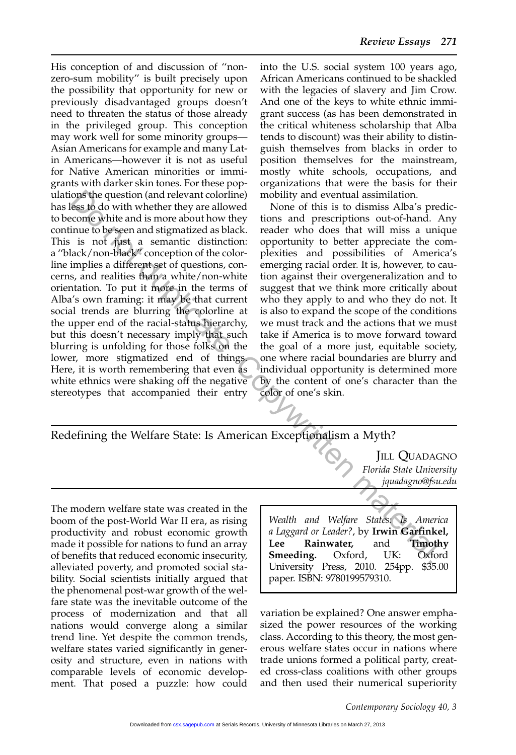His conception of and discussion of "non-zero-sum mobility" is built precisely upon the possibility that opportunity for new or previously disadvantaged groups doesn't need to threaten the status of those already in the privileged group. This conception may work well for some minority groups—Asian Americans for example and many Latin Americans—however it is not as useful for Native American minorities or immigrants with darker skin tones. For these populations the question (and relevant colorline) has less to do with whether they are allowed to become white and is more about how they continue to be seen and stigmatized as black. This is not just a semantic distinction: a "black/non-black" conception of the colorline implies a different set of questions, concerns, and realities than a white/non-white orientation. To put it more in the terms of Alba's own framing: it may be that current social trends are blurring the colorline at the upper end of the racial-status hierarchy, but this doesn't necessary imply that such blurring is unfolding for those folks on the lower, more stigmatized end of things. Here, it is worth remembering that even as white ethnics were shaking off the negative stereotypes that accompanied their entry into the U.S. social system 100 years ago, African Americans continued to be shackled with the legacies of slavery and Jim Crow. And one of the keys to white ethnic immigrant success (as has been demonstrated in the critical whiteness scholarship that Alba tends to discount) was their ability to distinguish themselves from blacks in order to position themselves for the mainstream, mostly white schools, occupations, and organizations that were the basis for their mobility and eventual assimilation.

None of this is to dismiss Alba's predictions and prescriptions out-of-hand. Any reader who does that will miss a unique opportunity to better appreciate the complexities and possibilities of America's emerging racial order. It is, however, to caution against their overgeneralization and to suggest that we think more critically about who they apply to and who they do not. It is also to expand the scope of the conditions we must track and the actions that we must take if America is to move forward toward the goal of a more just, equitable society, one where racial boundaries are blurry and individual opportunity is determined more by the content of one's character than the color of one's skin.

## Redefining the Welfare State: Is American Exceptionalism a Myth?

Jill Quadagno
*Florida State University*
*jquadagno@fsu.edu*

*Wealth and Welfare States: Is America a Laggard or Leader?*, by **Irwin Garfinkel, Lee Rainwater,** and **Timothy Smeeding.** Oxford, UK: Oxford University Press, 2010. 254pp. $35.00 paper. ISBN: 9780199579310.

The modern welfare state was created in the boom of the post-World War II era, as rising productivity and robust economic growth made it possible for nations to fund an array of benefits that reduced economic insecurity, alleviated poverty, and promoted social stability. Social scientists initially argued that the phenomenal post-war growth of the welfare state was the inevitable outcome of the process of modernization and that all nations would converge along a similar trend line. Yet despite the common trends, welfare states varied significantly in generosity and structure, even in nations with comparable levels of economic development. That posed a puzzle: how could variation be explained? One answer emphasized the power resources of the working class. According to this theory, the most generous welfare states occur in nations where trade unions formed a political party, created cross-class coalitions with other groups and then used their numerical superiority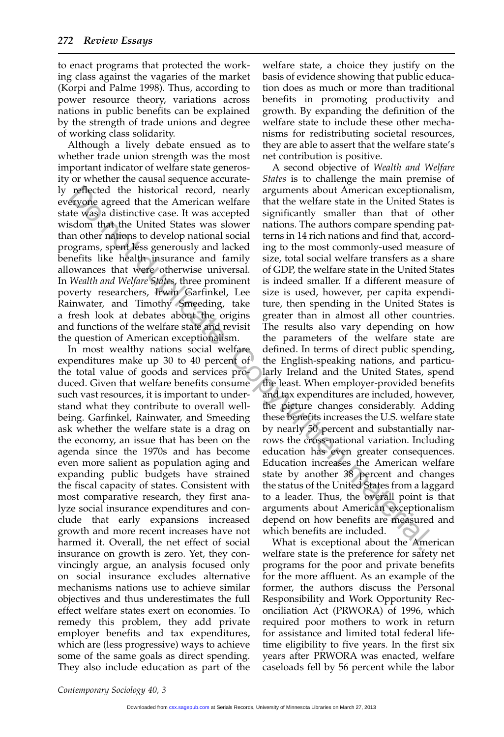to enact programs that protected the working class against the vagaries of the market (Korpi and Palme 1998). Thus, according to power resource theory, variations across nations in public benefits can be explained by the strength of trade unions and degree of working class solidarity.

Although a lively debate ensued as to whether trade union strength was the most important indicator of welfare state generosity or whether the causal sequence accurately reflected the historical record, nearly everyone agreed that the American welfare state was a distinctive case. It was accepted wisdom that the United States was slower than other nations to develop national social programs, spent less generously and lacked benefits like health insurance and family allowances that were otherwise universal. In *Wealth and Welfare States*, three prominent poverty researchers, Irwin Garfinkel, Lee Rainwater, and Timothy Smeeding, take a fresh look at debates about the origins and functions of the welfare state and revisit the question of American exceptionalism.

In most wealthy nations social welfare expenditures make up 30 to 40 percent of the total value of goods and services produced. Given that welfare benefits consume such vast resources, it is important to understand what they contribute to overall well-being. Garfinkel, Rainwater, and Smeeding ask whether the welfare state is a drag on the economy, an issue that has been on the agenda since the 1970s and has become even more salient as population aging and expanding public budgets have strained the fiscal capacity of states. Consistent with most comparative research, they first analyze social insurance expenditures and conclude that early expansions increased growth and more recent increases have not harmed it. Overall, the net effect of social insurance on growth is zero. Yet, they convincingly argue, an analysis focused only on social insurance excludes alternative mechanisms nations use to achieve similar objectives and thus underestimates the full effect welfare states exert on economies. To remedy this problem, they add private employer benefits and tax expenditures, which are (less progressive) ways to achieve some of the same goals as direct spending. They also include education as part of the welfare state, a choice they justify on the basis of evidence showing that public education does as much or more than traditional benefits in promoting productivity and growth. By expanding the definition of the welfare state to include these other mechanisms for redistributing societal resources, they are able to assert that the welfare state's net contribution is positive.

A second objective of *Wealth and Welfare States* is to challenge the main premise of arguments about American exceptionalism, that the welfare state in the United States is significantly smaller than that of other nations. The authors compare spending patterns in 14 rich nations and find that, according to the most commonly-used measure of size, total social welfare transfers as a share of GDP, the welfare state in the United States is indeed smaller. If a different measure of size is used, however, per capita expenditure, then spending in the United States is greater than in almost all other countries. The results also vary depending on how the parameters of the welfare state are defined. In terms of direct public spending, the English-speaking nations, and particularly Ireland and the United States, spend the least. When employer-provided benefits and tax expenditures are included, however, the picture changes considerably. Adding these benefits increases the U.S. welfare state by nearly 50 percent and substantially narrows the cross-national variation. Including education has even greater consequences. Education increases the American welfare state by another 38 percent and changes the status of the United States from a laggard to a leader. Thus, the overall point is that arguments about American exceptionalism depend on how benefits are measured and which benefits are included.

What is exceptional about the American welfare state is the preference for safety net programs for the poor and private benefits for the more affluent. As an example of the former, the authors discuss the Personal Responsibility and Work Opportunity Reconciliation Act (PRWORA) of 1996, which required poor mothers to work in return for assistance and limited total federal lifetime eligibility to five years. In the first six years after PRWORA was enacted, welfare caseloads fell by 56 percent while the labor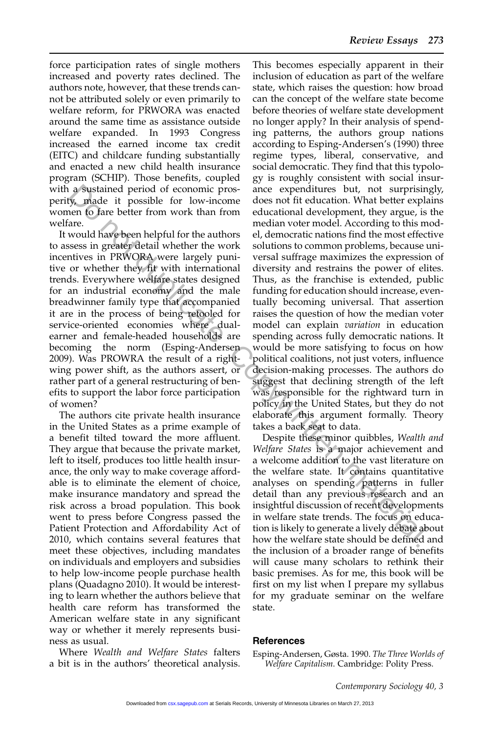force participation rates of single mothers increased and poverty rates declined. The authors note, however, that these trends cannot be attributed solely or even primarily to welfare reform, for PRWORA was enacted around the same time as assistance outside welfare expanded. In 1993 Congress increased the earned income tax credit (EITC) and childcare funding substantially and enacted a new child health insurance program (SCHIP). Those benefits, coupled with a sustained period of economic prosperity, made it possible for low-income women to fare better from work than from welfare.

It would have been helpful for the authors to assess in greater detail whether the work incentives in PRWORA were largely punitive or whether they fit with international trends. Everywhere welfare states designed for an industrial economy and the male breadwinner family type that accompanied it are in the process of being retooled for service-oriented economies where dual-earner and female-headed households are becoming the norm (Esping-Andersen 2009). Was PROWRA the result of a right-wing power shift, as the authors assert, or rather part of a general restructuring of benefits to support the labor force participation of women?

The authors cite private health insurance in the United States as a prime example of a benefit tilted toward the more affluent. They argue that because the private market, left to itself, produces too little health insurance, the only way to make coverage affordable is to eliminate the element of choice, make insurance mandatory and spread the risk across a broad population. This book went to press before Congress passed the Patient Protection and Affordability Act of 2010, which contains several features that meet these objectives, including mandates on individuals and employers and subsidies to help low-income people purchase health plans (Quadagno 2010). It would be interesting to learn whether the authors believe that health care reform has transformed the American welfare state in any significant way or whether it merely represents business as usual.

Where *Wealth and Welfare States* falters a bit is in the authors' theoretical analysis. This becomes especially apparent in their inclusion of education as part of the welfare state, which raises the question: how broad can the concept of the welfare state become before theories of welfare state development no longer apply? In their analysis of spending patterns, the authors group nations according to Esping-Andersen's (1990) three regime types, liberal, conservative, and social democratic. They find that this typology is roughly consistent with social insurance expenditures but, not surprisingly, does not fit education. What better explains educational development, they argue, is the median voter model. According to this model, democratic nations find the most effective solutions to common problems, because universal suffrage maximizes the expression of diversity and restrains the power of elites. Thus, as the franchise is extended, public funding for education should increase, eventually becoming universal. That assertion raises the question of how the median voter model can explain *variation* in education spending across fully democratic nations. It would be more satisfying to focus on how political coalitions, not just voters, influence decision-making processes. The authors do suggest that declining strength of the left was responsible for the rightward turn in policy in the United States, but they do not elaborate this argument formally. Theory takes a back seat to data.

Despite these minor quibbles, *Wealth and Welfare States* is a major achievement and a welcome addition to the vast literature on the welfare state. It contains quantitative analyses on spending patterns in fuller detail than any previous research and an insightful discussion of recent developments in welfare state trends. The focus on education is likely to generate a lively debate about how the welfare state should be defined and the inclusion of a broader range of benefits will cause many scholars to rethink their basic premises. As for me, this book will be first on my list when I prepare my syllabus for my graduate seminar on the welfare state.

## References

Esping-Andersen, Gøsta. 1990. *The Three Worlds of Welfare Capitalism*. Cambridge: Polity Press.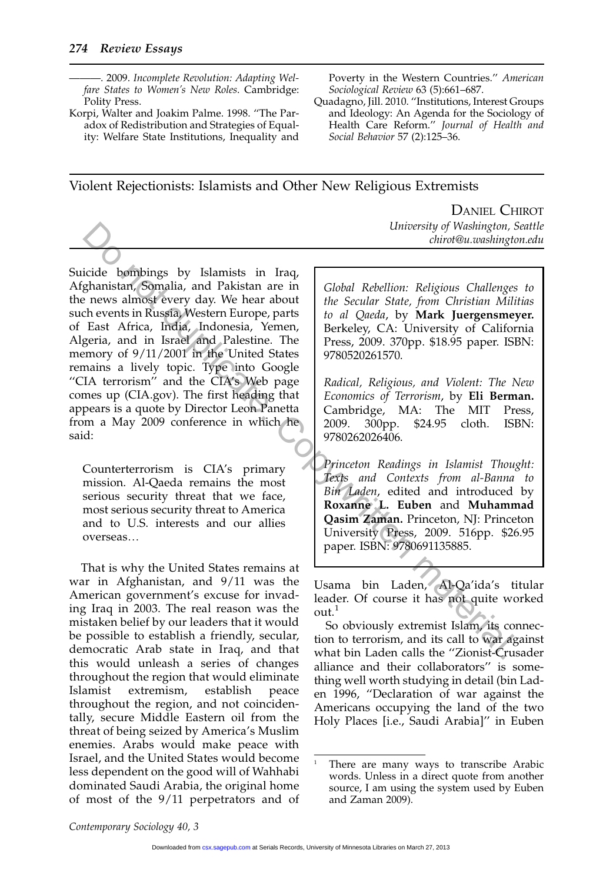———. 2009. *Incomplete Revolution: Adapting Welfare States to Women's New Roles*. Cambridge: Polity Press.

Korpi, Walter and Joakim Palme. 1998. "The Paradox of Redistribution and Strategies of Equality: Welfare State Institutions, Inequality and Poverty in the Western Countries." *American Sociological Review* 63 (5):661–687.

Quadagno, Jill. 2010. "Institutions, Interest Groups and Ideology: An Agenda for the Sociology of Health Care Reform." *Journal of Health and Social Behavior* 57 (2):125–36.

## Violent Rejectionists: Islamists and Other New Religious Extremists

DANIEL CHIROT
*University of Washington, Seattle*
*chirot@u.washington.edu*

*Global Rebellion: Religious Challenges to the Secular State, from Christian Militias to al Qaeda*, by **Mark Juergensmeyer.** Berkeley, CA: University of California Press, 2009. 370pp. $18.95 paper. ISBN: 9780520261570.

*Radical, Religious, and Violent: The New Economics of Terrorism*, by **Eli Berman.** Cambridge, MA: The MIT Press, 2009. 300pp. $24.95 cloth. ISBN: 9780262026406.

*Princeton Readings in Islamist Thought: Texts and Contexts from al-Banna to Bin Laden*, edited and introduced by **Roxanne L. Euben** and **Muhammad Qasim Zaman.** Princeton, NJ: Princeton University Press, 2009. 516pp. $26.95 paper. ISBN: 9780691135885.

Suicide bombings by Islamists in Iraq, Afghanistan, Somalia, and Pakistan are in the news almost every day. We hear about such events in Russia, Western Europe, parts of East Africa, India, Indonesia, Yemen, Algeria, and in Israel and Palestine. The memory of 9/11/2001 in the United States remains a lively topic. Type into Google "CIA terrorism" and the CIA's Web page comes up (CIA.gov). The first heading that appears is a quote by Director Leon Panetta from a May 2009 conference in which he said:

> Counterterrorism is CIA's primary mission. Al-Qaeda remains the most serious security threat that we face, most serious security threat to America and to U.S. interests and our allies overseas…

That is why the United States remains at war in Afghanistan, and 9/11 was the American government's excuse for invading Iraq in 2003. The real reason was the mistaken belief by our leaders that it would be possible to establish a friendly, secular, democratic Arab state in Iraq, and that this would unleash a series of changes throughout the region that would eliminate Islamist extremism, establish peace throughout the region, and not coincidentally, secure Middle Eastern oil from the threat of being seized by America's Muslim enemies. Arabs would make peace with Israel, and the United States would become less dependent on the good will of Wahhabi dominated Saudi Arabia, the original home of most of the 9/11 perpetrators and of Usama bin Laden, Al-Qa'ida's titular leader. Of course it has not quite worked out.[1]

So obviously extremist Islam, its connection to terrorism, and its call to war against what bin Laden calls the "Zionist-Crusader alliance and their collaborators" is something well worth studying in detail (bin Laden 1996, "Declaration of war against the Americans occupying the land of the two Holy Places [i.e., Saudi Arabia]" in Euben

[1] There are many ways to transcribe Arabic words. Unless in a direct quote from another source, I am using the system used by Euben and Zaman 2009).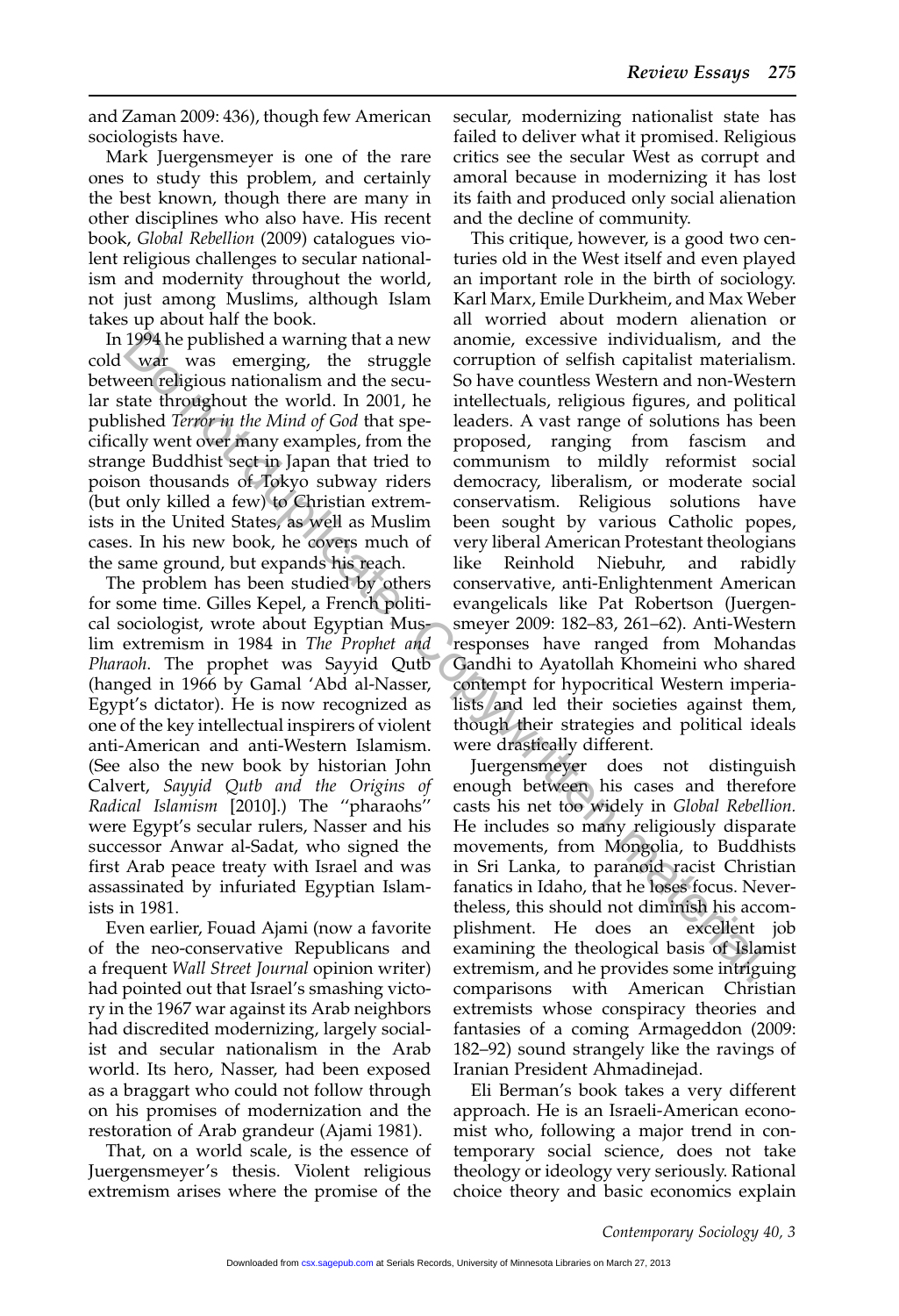and Zaman 2009: 436), though few American sociologists have.

Mark Juergensmeyer is one of the rare ones to study this problem, and certainly the best known, though there are many in other disciplines who also have. His recent book, *Global Rebellion* (2009) catalogues violent religious challenges to secular nationalism and modernity throughout the world, not just among Muslims, although Islam takes up about half the book.

In 1994 he published a warning that a new cold war was emerging, the struggle between religious nationalism and the secular state throughout the world. In 2001, he published *Terror in the Mind of God* that specifically went over many examples, from the strange Buddhist sect in Japan that tried to poison thousands of Tokyo subway riders (but only killed a few) to Christian extremists in the United States, as well as Muslim cases. In his new book, he covers much of the same ground, but expands his reach.

The problem has been studied by others for some time. Gilles Kepel, a French political sociologist, wrote about Egyptian Muslim extremism in 1984 in *The Prophet and Pharaoh*. The prophet was Sayyid Qutb (hanged in 1966 by Gamal 'Abd al-Nasser, Egypt's dictator). He is now recognized as one of the key intellectual inspirers of violent anti-American and anti-Western Islamism. (See also the new book by historian John Calvert, *Sayyid Qutb and the Origins of Radical Islamism* [2010].) The "pharaohs" were Egypt's secular rulers, Nasser and his successor Anwar al-Sadat, who signed the first Arab peace treaty with Israel and was assassinated by infuriated Egyptian Islamists in 1981.

Even earlier, Fouad Ajami (now a favorite of the neo-conservative Republicans and a frequent *Wall Street Journal* opinion writer) had pointed out that Israel's smashing victory in the 1967 war against its Arab neighbors had discredited modernizing, largely socialist and secular nationalism in the Arab world. Its hero, Nasser, had been exposed as a braggart who could not follow through on his promises of modernization and the restoration of Arab grandeur (Ajami 1981).

That, on a world scale, is the essence of Juergensmeyer's thesis. Violent religious extremism arises where the promise of the secular, modernizing nationalist state has failed to deliver what it promised. Religious critics see the secular West as corrupt and amoral because in modernizing it has lost its faith and produced only social alienation and the decline of community.

This critique, however, is a good two centuries old in the West itself and even played an important role in the birth of sociology. Karl Marx, Emile Durkheim, and Max Weber all worried about modern alienation or anomie, excessive individualism, and the corruption of selfish capitalist materialism. So have countless Western and non-Western intellectuals, religious figures, and political leaders. A vast range of solutions has been proposed, ranging from fascism and communism to mildly reformist social democracy, liberalism, or moderate social conservatism. Religious solutions have been sought by various Catholic popes, very liberal American Protestant theologians like Reinhold Niebuhr, and rabidly conservative, anti-Enlightenment American evangelicals like Pat Robertson (Juergensmeyer 2009: 182–83, 261–62). Anti-Western responses have ranged from Mohandas Gandhi to Ayatollah Khomeini who shared contempt for hypocritical Western imperialists and led their societies against them, though their strategies and political ideals were drastically different.

Juergensmeyer does not distinguish enough between his cases and therefore casts his net too widely in *Global Rebellion*. He includes so many religiously disparate movements, from Mongolia, to Buddhists in Sri Lanka, to paranoid racist Christian fanatics in Idaho, that he loses focus. Nevertheless, this should not diminish his accomplishment. He does an excellent job examining the theological basis of Islamist extremism, and he provides some intriguing comparisons with American Christian extremists whose conspiracy theories and fantasies of a coming Armageddon (2009: 182–92) sound strangely like the ravings of Iranian President Ahmadinejad.

Eli Berman's book takes a very different approach. He is an Israeli-American economist who, following a major trend in contemporary social science, does not take theology or ideology very seriously. Rational choice theory and basic economics explain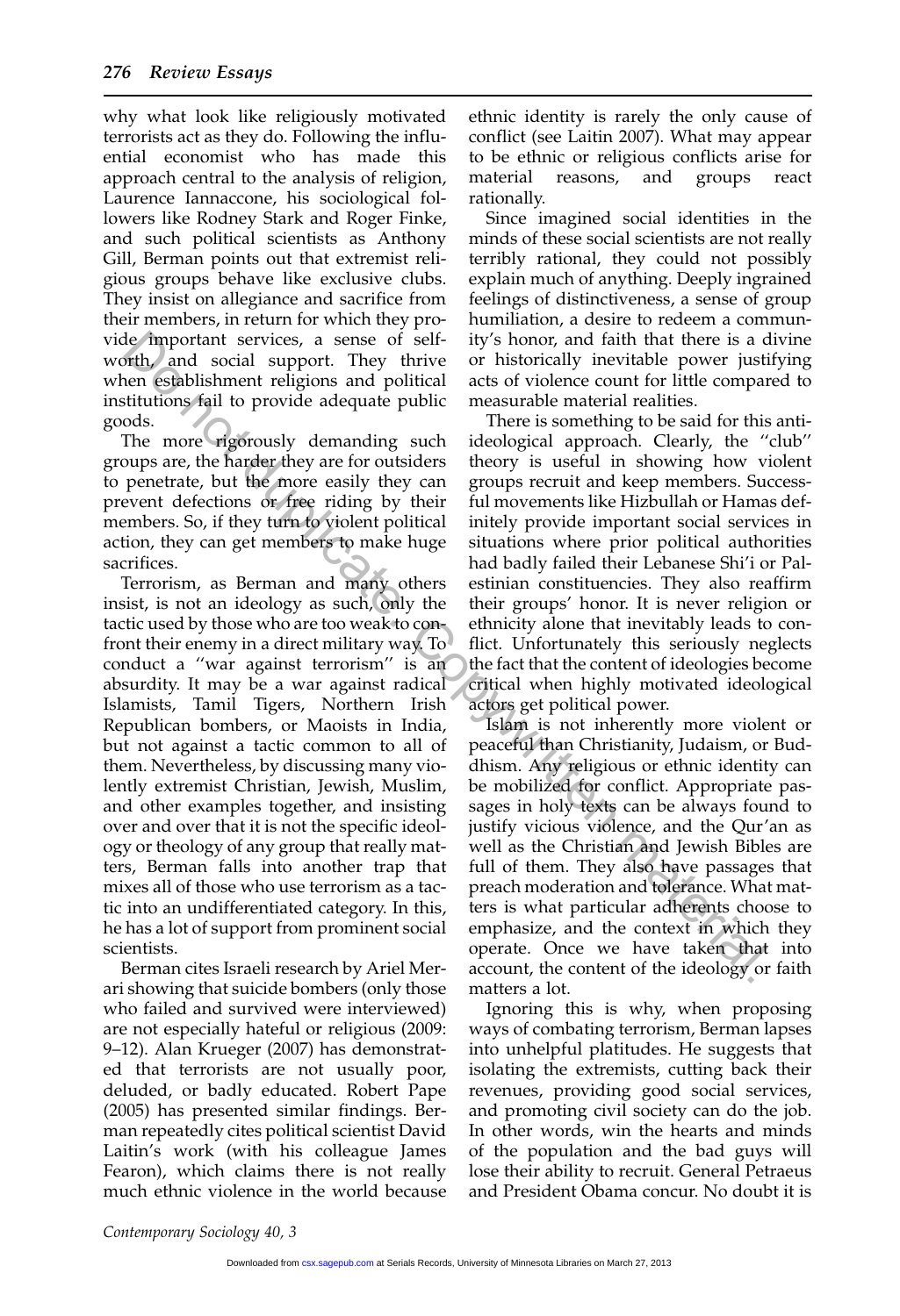why what look like religiously motivated terrorists act as they do. Following the influential economist who has made this approach central to the analysis of religion, Laurence Iannaccone, his sociological followers like Rodney Stark and Roger Finke, and such political scientists as Anthony Gill, Berman points out that extremist religious groups behave like exclusive clubs. They insist on allegiance and sacrifice from their members, in return for which they provide important services, a sense of self-worth, and social support. They thrive when establishment religions and political institutions fail to provide adequate public goods.

The more rigorously demanding such groups are, the harder they are for outsiders to penetrate, but the more easily they can prevent defections or free riding by their members. So, if they turn to violent political action, they can get members to make huge sacrifices.

Terrorism, as Berman and many others insist, is not an ideology as such, only the tactic used by those who are too weak to confront their enemy in a direct military way. To conduct a "war against terrorism" is an absurdity. It may be a war against radical Islamists, Tamil Tigers, Northern Irish Republican bombers, or Maoists in India, but not against a tactic common to all of them. Nevertheless, by discussing many violently extremist Christian, Jewish, Muslim, and other examples together, and insisting over and over that it is not the specific ideology or theology of any group that really matters, Berman falls into another trap that mixes all of those who use terrorism as a tactic into an undifferentiated category. In this, he has a lot of support from prominent social scientists.

Berman cites Israeli research by Ariel Merari showing that suicide bombers (only those who failed and survived were interviewed) are not especially hateful or religious (2009: 9–12). Alan Krueger (2007) has demonstrated that terrorists are not usually poor, deluded, or badly educated. Robert Pape (2005) has presented similar findings. Berman repeatedly cites political scientist David Laitin's work (with his colleague James Fearon), which claims there is not really much ethnic violence in the world because ethnic identity is rarely the only cause of conflict (see Laitin 2007). What may appear to be ethnic or religious conflicts arise for material reasons, and groups react rationally.

Since imagined social identities in the minds of these social scientists are not really terribly rational, they could not possibly explain much of anything. Deeply ingrained feelings of distinctiveness, a sense of group humiliation, a desire to redeem a community's honor, and faith that there is a divine or historically inevitable power justifying acts of violence count for little compared to measurable material realities.

There is something to be said for this anti-ideological approach. Clearly, the "club" theory is useful in showing how violent groups recruit and keep members. Successful movements like Hizbullah or Hamas definitely provide important social services in situations where prior political authorities had badly failed their Lebanese Shi'i or Palestinian constituencies. They also reaffirm their groups' honor. It is never religion or ethnicity alone that inevitably leads to conflict. Unfortunately this seriously neglects the fact that the content of ideologies become critical when highly motivated ideological actors get political power.

Islam is not inherently more violent or peaceful than Christianity, Judaism, or Buddhism. Any religious or ethnic identity can be mobilized for conflict. Appropriate passages in holy texts can be always found to justify vicious violence, and the Qur'an as well as the Christian and Jewish Bibles are full of them. They also have passages that preach moderation and tolerance. What matters is what particular adherents choose to emphasize, and the context in which they operate. Once we have taken that into account, the content of the ideology or faith matters a lot.

Ignoring this is why, when proposing ways of combating terrorism, Berman lapses into unhelpful platitudes. He suggests that isolating the extremists, cutting back their revenues, providing good social services, and promoting civil society can do the job. In other words, win the hearts and minds of the population and the bad guys will lose their ability to recruit. General Petraeus and President Obama concur. No doubt it is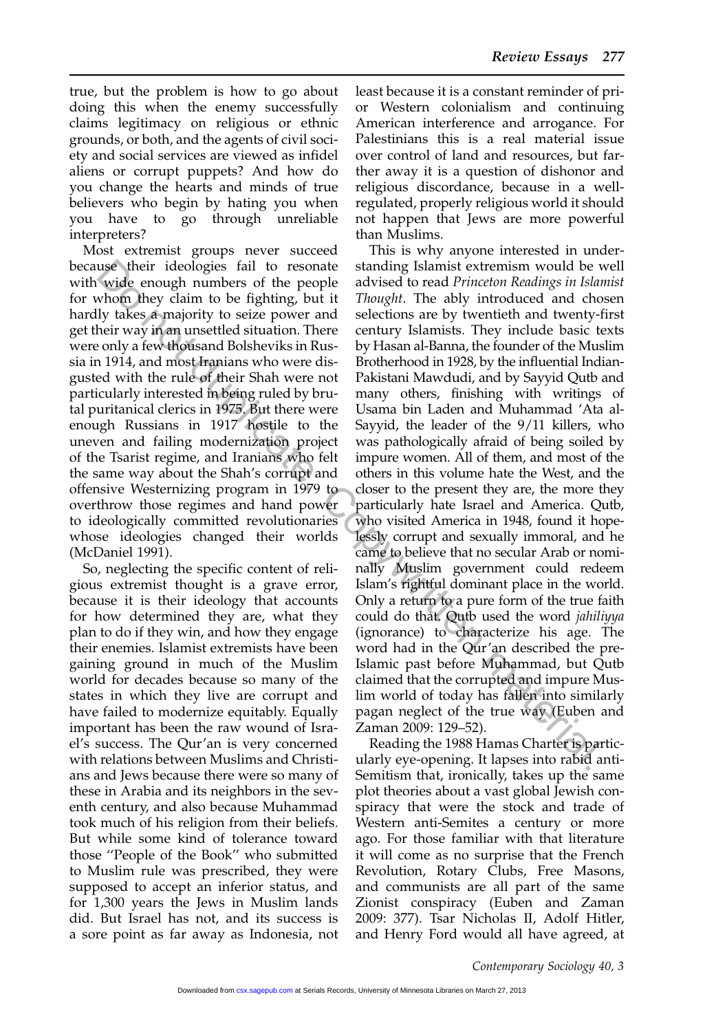true, but the problem is how to go about doing this when the enemy successfully claims legitimacy on religious or ethnic grounds, or both, and the agents of civil society and social services are viewed as infidel aliens or corrupt puppets? And how do you change the hearts and minds of true believers who begin by hating you when you have to go through unreliable interpreters?

Most extremist groups never succeed because their ideologies fail to resonate with wide enough numbers of the people for whom they claim to be fighting, but it hardly takes a majority to seize power and get their way in an unsettled situation. There were only a few thousand Bolsheviks in Russia in 1914, and most Iranians who were disgusted with the rule of their Shah were not particularly interested in being ruled by brutal puritanical clerics in 1975. But there were enough Russians in 1917 hostile to the uneven and failing modernization project of the Tsarist regime, and Iranians who felt the same way about the Shah's corrupt and offensive Westernizing program in 1979 to overthrow those regimes and hand power to ideologically committed revolutionaries whose ideologies changed their worlds (McDaniel 1991).

So, neglecting the specific content of religious extremist thought is a grave error, because it is their ideology that accounts for how determined they are, what they plan to do if they win, and how they engage their enemies. Islamist extremists have been gaining ground in much of the Muslim world for decades because so many of the states in which they live are corrupt and have failed to modernize equitably. Equally important has been the raw wound of Israel's success. The Qur'an is very concerned with relations between Muslims and Christians and Jews because there were so many of these in Arabia and its neighbors in the seventh century, and also because Muhammad took much of his religion from their beliefs. But while some kind of tolerance toward those "People of the Book" who submitted to Muslim rule was prescribed, they were supposed to accept an inferior status, and for 1,300 years the Jews in Muslim lands did. But Israel has not, and its success is a sore point as far away as Indonesia, not least because it is a constant reminder of prior Western colonialism and continuing American interference and arrogance. For Palestinians this is a real material issue over control of land and resources, but farther away it is a question of dishonor and religious discordance, because in a well-regulated, properly religious world it should not happen that Jews are more powerful than Muslims.

This is why anyone interested in understanding Islamist extremism would be well advised to read *Princeton Readings in Islamist Thought*. The ably introduced and chosen selections are by twentieth and twenty-first century Islamists. They include basic texts by Hasan al-Banna, the founder of the Muslim Brotherhood in 1928, by the influential Indian-Pakistani Mawdudi, and by Sayyid Qutb and many others, finishing with writings of Usama bin Laden and Muhammad 'Ata al-Sayyid, the leader of the 9/11 killers, who was pathologically afraid of being soiled by impure women. All of them, and most of the others in this volume hate the West, and the closer to the present they are, the more they particularly hate Israel and America. Qutb, who visited America in 1948, found it hopelessly corrupt and sexually immoral, and he came to believe that no secular Arab or nominally Muslim government could redeem Islam's rightful dominant place in the world. Only a return to a pure form of the true faith could do that. Qutb used the word *jahiliyya* (ignorance) to characterize his age. The word had in the Qur'an described the pre-Islamic past before Muhammad, but Qutb claimed that the corrupted and impure Muslim world of today has fallen into similarly pagan neglect of the true way (Euben and Zaman 2009: 129–52).

Reading the 1988 Hamas Charter is particularly eye-opening. It lapses into rabid anti-Semitism that, ironically, takes up the same plot theories about a vast global Jewish conspiracy that were the stock and trade of Western anti-Semites a century or more ago. For those familiar with that literature it will come as no surprise that the French Revolution, Rotary Clubs, Free Masons, and communists are all part of the same Zionist conspiracy (Euben and Zaman 2009: 377). Tsar Nicholas II, Adolf Hitler, and Henry Ford would all have agreed, at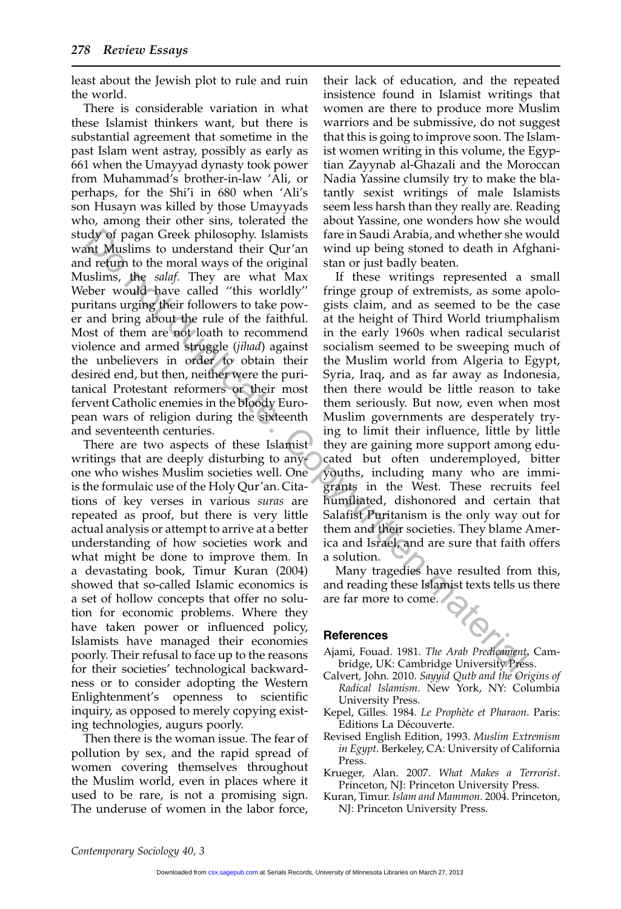least about the Jewish plot to rule and ruin the world.

There is considerable variation in what these Islamist thinkers want, but there is substantial agreement that sometime in the past Islam went astray, possibly as early as 661 when the Umayyad dynasty took power from Muhammad's brother-in-law 'Ali, or perhaps, for the Shi'i in 680 when 'Ali's son Husayn was killed by those Umayyads who, among their other sins, tolerated the study of pagan Greek philosophy. Islamists want Muslims to understand their Qur'an and return to the moral ways of the original Muslims, the *salaf*. They are what Max Weber would have called "this worldly" puritans urging their followers to take power and bring about the rule of the faithful. Most of them are not loath to recommend violence and armed struggle (*jihad*) against the unbelievers in order to obtain their desired end, but then, neither were the puritanical Protestant reformers or their most fervent Catholic enemies in the bloody European wars of religion during the sixteenth and seventeenth centuries.

There are two aspects of these Islamist writings that are deeply disturbing to anyone who wishes Muslim societies well. One is the formulaic use of the Holy Qur'an. Citations of key verses in various *suras* are repeated as proof, but there is very little actual analysis or attempt to arrive at a better understanding of how societies work and what might be done to improve them. In a devastating book, Timur Kuran (2004) showed that so-called Islamic economics is a set of hollow concepts that offer no solution for economic problems. Where they have taken power or influenced policy, Islamists have managed their economies poorly. Their refusal to face up to the reasons for their societies' technological backwardness or to consider adopting the Western Enlightenment's openness to scientific inquiry, as opposed to merely copying existing technologies, augurs poorly.

Then there is the woman issue. The fear of pollution by sex, and the rapid spread of women covering themselves throughout the Muslim world, even in places where it used to be rare, is not a promising sign. The underuse of women in the labor force, their lack of education, and the repeated insistence found in Islamist writings that women are there to produce more Muslim warriors and be submissive, do not suggest that this is going to improve soon. The Islamist women writing in this volume, the Egyptian Zayynab al-Ghazali and the Moroccan Nadia Yassine clumsily try to make the blatantly sexist writings of male Islamists seem less harsh than they really are. Reading about Yassine, one wonders how she would fare in Saudi Arabia, and whether she would wind up being stoned to death in Afghanistan or just badly beaten.

If these writings represented a small fringe group of extremists, as some apologists claim, and as seemed to be the case at the height of Third World triumphalism in the early 1960s when radical secularist socialism seemed to be sweeping much of the Muslim world from Algeria to Egypt, Syria, Iraq, and as far away as Indonesia, then there would be little reason to take them seriously. But now, even when most Muslim governments are desperately trying to limit their influence, little by little they are gaining more support among educated but often underemployed, bitter youths, including many who are immigrants in the West. These recruits feel humiliated, dishonored and certain that Salafist Puritanism is the only way out for them and their societies. They blame America and Israel, and are sure that faith offers a solution.

Many tragedies have resulted from this, and reading these Islamist texts tells us there are far more to come.

## References

Ajami, Fouad. 1981. *The Arab Predicament*. Cambridge, UK: Cambridge University Press.

Calvert, John. 2010. *Sayyid Qutb and the Origins of Radical Islamism*. New York, NY: Columbia University Press.

Kepel, Gilles. 1984. *Le Prophète et Pharaon*. Paris: Editions La Découverte.

Revised English Edition, 1993. *Muslim Extremism in Egypt*. Berkeley, CA: University of California Press.

Krueger, Alan. 2007. *What Makes a Terrorist*. Princeton, NJ: Princeton University Press.

Kuran, Timur. *Islam and Mammon*. 2004. Princeton, NJ: Princeton University Press.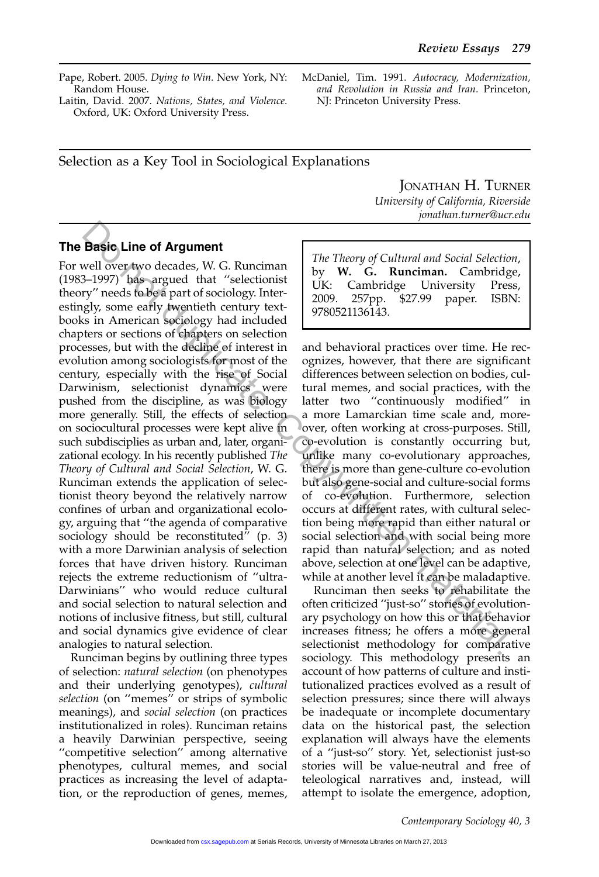Pape, Robert. 2005. *Dying to Win*. New York, NY: Random House.

Laitin, David. 2007. *Nations, States, and Violence*. Oxford, UK: Oxford University Press.

McDaniel, Tim. 1991. *Autocracy, Modernization, and Revolution in Russia and Iran*. Princeton, NJ: Princeton University Press.

## Selection as a Key Tool in Sociological Explanations

JONATHAN H. TURNER
*University of California, Riverside*
*jonathan.turner@ucr.edu*

*The Theory of Cultural and Social Selection*, by **W. G. Runciman.** Cambridge, UK: Cambridge University Press, 2009. 257pp. $27.99 paper. ISBN: 9780521136143.

### The Basic Line of Argument

For well over two decades, W. G. Runciman (1983–1997) has argued that ''selectionist theory'' needs to be a part of sociology. Interestingly, some early twentieth century textbooks in American sociology had included chapters or sections of chapters on selection processes, but with the decline of interest in evolution among sociologists for most of the century, especially with the rise of Social Darwinism, selectionist dynamics were pushed from the discipline, as was biology more generally. Still, the effects of selection on sociocultural processes were kept alive in such subdisciplies as urban and, later, organizational ecology. In his recently published *The Theory of Cultural and Social Selection*, W. G. Runciman extends the application of selectionist theory beyond the relatively narrow confines of urban and organizational ecology, arguing that ''the agenda of comparative sociology should be reconstituted'' (p. 3) with a more Darwinian analysis of selection forces that have driven history. Runciman rejects the extreme reductionism of ''ultra-Darwinians'' who would reduce cultural and social selection to natural selection and notions of inclusive fitness, but still, cultural and social dynamics give evidence of clear analogies to natural selection.

Runciman begins by outlining three types of selection: *natural selection* (on phenotypes and their underlying genotypes), *cultural selection* (on ''memes'' or strips of symbolic meanings), and *social selection* (on practices institutionalized in roles). Runciman retains a heavily Darwinian perspective, seeing ''competitive selection'' among alternative phenotypes, cultural memes, and social practices as increasing the level of adaptation, or the reproduction of genes, memes, and behavioral practices over time. He recognizes, however, that there are significant differences between selection on bodies, cultural memes, and social practices, with the latter two ''continuously modified'' in a more Lamarckian time scale and, moreover, often working at cross-purposes. Still, co-evolution is constantly occurring but, unlike many co-evolutionary approaches, there is more than gene-culture co-evolution but also gene-social and culture-social forms of co-evolution. Furthermore, selection occurs at different rates, with cultural selection being more rapid than either natural or social selection and with social being more rapid than natural selection; and as noted above, selection at one level can be adaptive, while at another level it can be maladaptive.

Runciman then seeks to rehabilitate the often criticized ''just-so'' stories of evolutionary psychology on how this or that behavior increases fitness; he offers a more general selectionist methodology for comparative sociology. This methodology presents an account of how patterns of culture and institutionalized practices evolved as a result of selection pressures; since there will always be inadequate or incomplete documentary data on the historical past, the selection explanation will always have the elements of a ''just-so'' story. Yet, selectionist just-so stories will be value-neutral and free of teleological narratives and, instead, will attempt to isolate the emergence, adoption,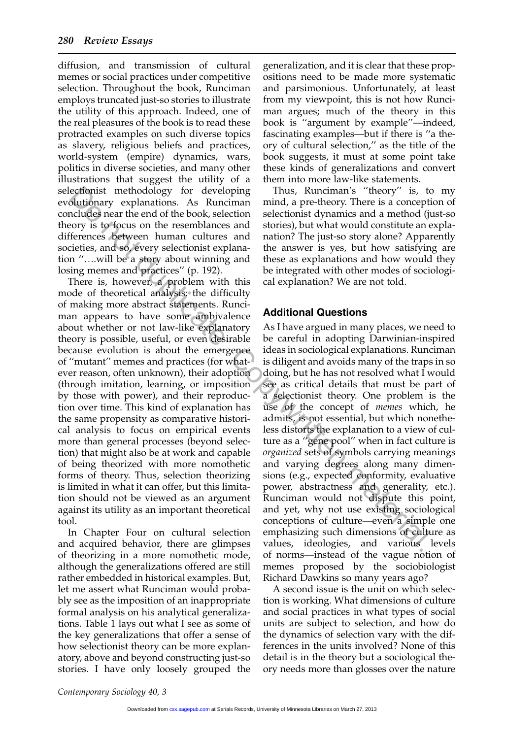diffusion, and transmission of cultural memes or social practices under competitive selection. Throughout the book, Runciman employs truncated just-so stories to illustrate the utility of this approach. Indeed, one of the real pleasures of the book is to read these protracted examples on such diverse topics as slavery, religious beliefs and practices, world-system (empire) dynamics, wars, politics in diverse societies, and many other illustrations that suggest the utility of a selectionist methodology for developing evolutionary explanations. As Runciman concludes near the end of the book, selection theory is to focus on the resemblances and differences between human cultures and societies, and so, every selectionist explanation ''….will be a story about winning and losing memes and practices'' (p. 192).

There is, however, a problem with this mode of theoretical analysis: the difficulty of making more abstract statements. Runciman appears to have some ambivalence about whether or not law-like explanatory theory is possible, useful, or even desirable because evolution is about the emergence of ''mutant'' memes and practices (for whatever reason, often unknown), their adoption (through imitation, learning, or imposition by those with power), and their reproduction over time. This kind of explanation has the same propensity as comparative historical analysis to focus on empirical events more than general processes (beyond selection) that might also be at work and capable of being theorized with more nomothetic forms of theory. Thus, selection theorizing is limited in what it can offer, but this limitation should not be viewed as an argument against its utility as an important theoretical tool.

In Chapter Four on cultural selection and acquired behavior, there are glimpses of theorizing in a more nomothetic mode, although the generalizations offered are still rather embedded in historical examples. But, let me assert what Runciman would probably see as the imposition of an inappropriate formal analysis on his analytical generalizations. Table 1 lays out what I see as some of the key generalizations that offer a sense of how selectionist theory can be more explanatory, above and beyond constructing just-so stories. I have only loosely grouped the generalization, and it is clear that these propositions need to be made more systematic and parsimonious. Unfortunately, at least from my viewpoint, this is not how Runciman argues; much of the theory in this book is ''argument by example''—indeed, fascinating examples—but if there is ''a theory of cultural selection,'' as the title of the book suggests, it must at some point take these kinds of generalizations and convert them into more law-like statements.

Thus, Runciman's ''theory'' is, to my mind, a pre-theory. There is a conception of selectionist dynamics and a method (just-so stories), but what would constitute an explanation? The just-so story alone? Apparently the answer is yes, but how satisfying are these as explanations and how would they be integrated with other modes of sociological explanation? We are not told.

## Additional Questions

As I have argued in many places, we need to be careful in adopting Darwinian-inspired ideas in sociological explanations. Runciman is diligent and avoids many of the traps in so doing, but he has not resolved what I would see as critical details that must be part of a selectionist theory. One problem is the use of the concept of *memes* which, he admits, is not essential, but which nonetheless distorts the explanation to a view of culture as a ''gene pool'' when in fact culture is *organized* sets of symbols carrying meanings and varying degrees along many dimensions (e.g., expected conformity, evaluative power, abstractness and generality, etc.). Runciman would not dispute this point, and yet, why not use existing sociological conceptions of culture—even a simple one emphasizing such dimensions of culture as values, ideologies, and various levels of norms—instead of the vague notion of memes proposed by the sociobiologist Richard Dawkins so many years ago?

A second issue is the unit on which selection is working. What dimensions of culture and social practices in what types of social units are subject to selection, and how do the dynamics of selection vary with the differences in the units involved? None of this detail is in the theory but a sociological theory needs more than glosses over the nature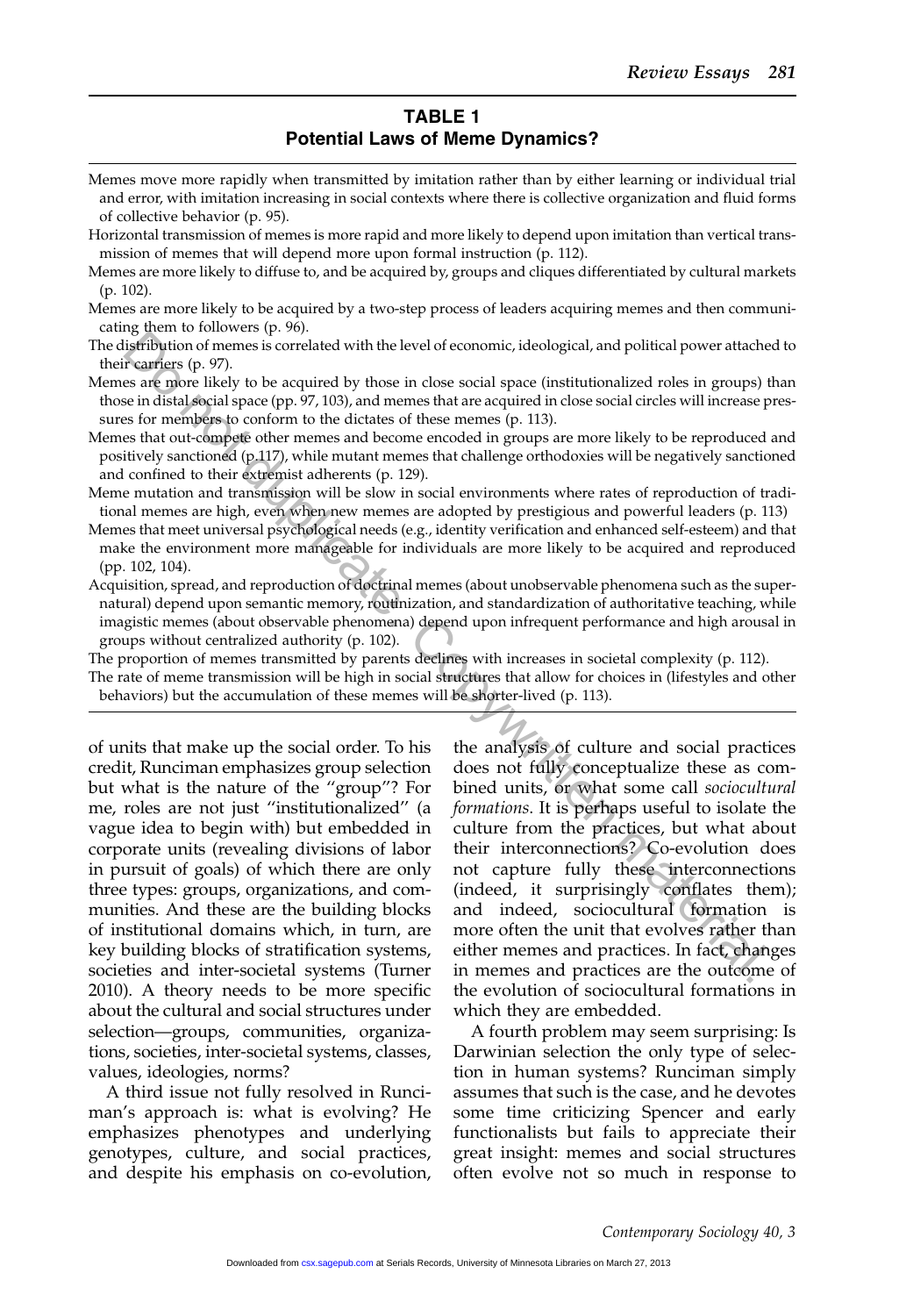**TABLE 1**
**Potential Laws of Meme Dynamics?**

| |
|---|
| Memes move more rapidly when transmitted by imitation rather than by either learning or individual trial and error, with imitation increasing in social contexts where there is collective organization and fluid forms of collective behavior (p. 95). |
| Horizontal transmission of memes is more rapid and more likely to depend upon imitation than vertical transmission of memes that will depend more upon formal instruction (p. 112). |
| Memes are more likely to diffuse to, and be acquired by, groups and cliques differentiated by cultural markets (p. 102). |
| Memes are more likely to be acquired by a two-step process of leaders acquiring memes and then communicating them to followers (p. 96). |
| The distribution of memes is correlated with the level of economic, ideological, and political power attached to their carriers (p. 97). |
| Memes are more likely to be acquired by those in close social space (institutionalized roles in groups) than those in distal social space (pp. 97, 103), and memes that are acquired in close social circles will increase pressures for members to conform to the dictates of these memes (p. 113). |
| Memes that out-compete other memes and become encoded in groups are more likely to be reproduced and positively sanctioned (p.117), while mutant memes that challenge orthodoxies will be negatively sanctioned and confined to their extremist adherents (p. 129). |
| Meme mutation and transmission will be slow in social environments where rates of reproduction of traditional memes are high, even when new memes are adopted by prestigious and powerful leaders (p. 113) |
| Memes that meet universal psychological needs (e.g., identity verification and enhanced self-esteem) and that make the environment more manageable for individuals are more likely to be acquired and reproduced (pp. 102, 104). |
| Acquisition, spread, and reproduction of doctrinal memes (about unobservable phenomena such as the supernatural) depend upon semantic memory, routinization, and standardization of authoritative teaching, while imagistic memes (about observable phenomena) depend upon infrequent performance and high arousal in groups without centralized authority (p. 102). |
| The proportion of memes transmitted by parents declines with increases in societal complexity (p. 112). |
| The rate of meme transmission will be high in social structures that allow for choices in (lifestyles and other behaviors) but the accumulation of these memes will be shorter-lived (p. 113). |

of units that make up the social order. To his credit, Runciman emphasizes group selection but what is the nature of the "group"? For me, roles are not just "institutionalized" (a vague idea to begin with) but embedded in corporate units (revealing divisions of labor in pursuit of goals) of which there are only three types: groups, organizations, and communities. And these are the building blocks of institutional domains which, in turn, are key building blocks of stratification systems, societies and inter-societal systems (Turner 2010). A theory needs to be more specific about the cultural and social structures under selection—groups, communities, organizations, societies, inter-societal systems, classes, values, ideologies, norms?

A third issue not fully resolved in Runciman's approach is: what is evolving? He emphasizes phenotypes and underlying genotypes, culture, and social practices, and despite his emphasis on co-evolution, the analysis of culture and social practices does not fully conceptualize these as combined units, or what some call *sociocultural formations*. It is perhaps useful to isolate the culture from the practices, but what about their interconnections? Co-evolution does not capture fully these interconnections (indeed, it surprisingly conflates them); and indeed, sociocultural formation is more often the unit that evolves rather than either memes and practices. In fact, changes in memes and practices are the outcome of the evolution of sociocultural formations in which they are embedded.

A fourth problem may seem surprising: Is Darwinian selection the only type of selection in human systems? Runciman simply assumes that such is the case, and he devotes some time criticizing Spencer and early functionalists but fails to appreciate their great insight: memes and social structures often evolve not so much in response to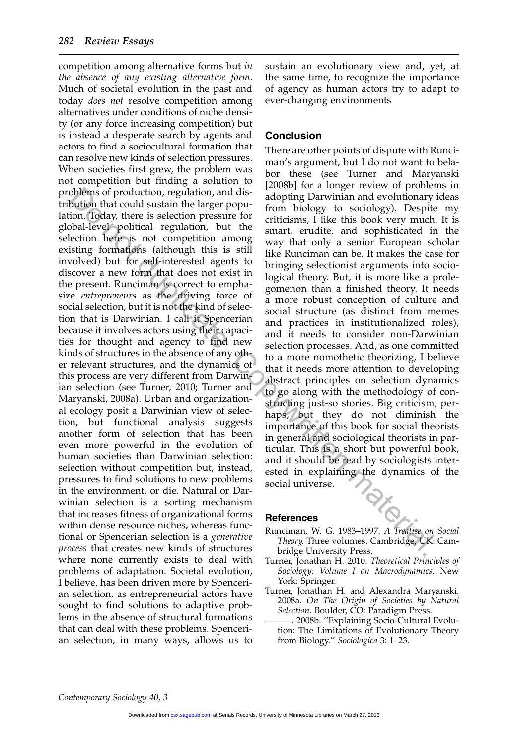competition among alternative forms but *in the absence of any existing alternative form*. Much of societal evolution in the past and today *does not* resolve competition among alternatives under conditions of niche density (or any force increasing competition) but is instead a desperate search by agents and actors to find a sociocultural formation that can resolve new kinds of selection pressures. When societies first grew, the problem was not competition but finding a solution to problems of production, regulation, and distribution that could sustain the larger population. Today, there is selection pressure for global-level political regulation, but the selection here is not competition among existing formations (although this is still involved) but for self-interested agents to discover a new form that does not exist in the present. Runciman is correct to emphasize *entrepreneurs* as the driving force of social selection, but it is not the kind of selection that is Darwinian. I call it Spencerian because it involves actors using their capacities for thought and agency to find new kinds of structures in the absence of any other relevant structures, and the dynamics of this process are very different from Darwinian selection (see Turner, 2010; Turner and Maryanski, 2008a). Urban and organizational ecology posit a Darwinian view of selection, but functional analysis suggests another form of selection that has been even more powerful in the evolution of human societies than Darwinian selection: selection without competition but, instead, pressures to find solutions to new problems in the environment, or die. Natural or Darwinian selection is a sorting mechanism that increases fitness of organizational forms within dense resource niches, whereas functional or Spencerian selection is a *generative process* that creates new kinds of structures where none currently exists to deal with problems of adaptation. Societal evolution, I believe, has been driven more by Spencerian selection, as entrepreneurial actors have sought to find solutions to adaptive problems in the absence of structural formations that can deal with these problems. Spencerian selection, in many ways, allows us to sustain an evolutionary view and, yet, at the same time, to recognize the importance of agency as human actors try to adapt to ever-changing environments

## Conclusion

There are other points of dispute with Runciman's argument, but I do not want to belabor these (see Turner and Maryanski [2008b] for a longer review of problems in adopting Darwinian and evolutionary ideas from biology to sociology). Despite my criticisms, I like this book very much. It is smart, erudite, and sophisticated in the way that only a senior European scholar like Runciman can be. It makes the case for bringing selectionist arguments into sociological theory. But, it is more like a prolegomenon than a finished theory. It needs a more robust conception of culture and social structure (as distinct from memes and practices in institutionalized roles), and it needs to consider non-Darwinian selection processes. And, as one committed to a more nomothetic theorizing, I believe that it needs more attention to developing abstract principles on selection dynamics to go along with the methodology of constructing just-so stories. Big criticism, perhaps, but they do not diminish the importance of this book for social theorists in general and sociological theorists in particular. This is a short but powerful book, and it should be read by sociologists interested in explaining the dynamics of the social universe.

## References

Runciman, W. G. 1983–1997. *A Treatise on Social Theory*. Three volumes. Cambridge, UK: Cambridge University Press.

Turner, Jonathan H. 2010. *Theoretical Principles of Sociology: Volume I on Macrodynamics*. New York: Springer.

Turner, Jonathan H. and Alexandra Maryanski. 2008a. *On The Origin of Societies by Natural Selection*. Boulder, CO: Paradigm Press.

———. 2008b. "Explaining Socio-Cultural Evolution: The Limitations of Evolutionary Theory from Biology." *Sociologica* 3: 1–23.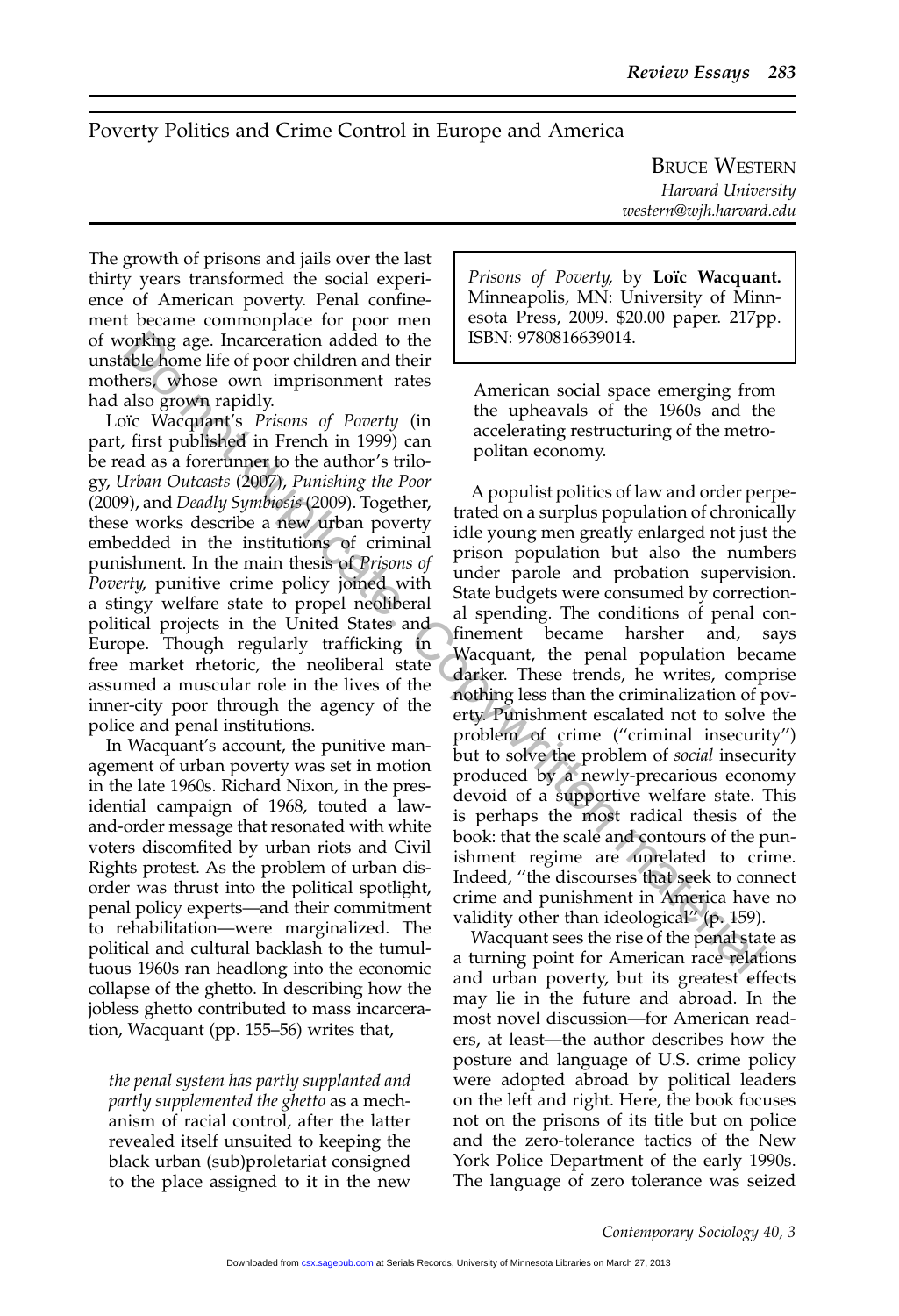## Poverty Politics and Crime Control in Europe and America

Bruce Western
*Harvard University*
*western@wjh.harvard.edu*

> *Prisons of Poverty*, by **Loïc Wacquant.** Minneapolis, MN: University of Minnesota Press, 2009. $20.00 paper. 217pp. ISBN: 9780816639014.

The growth of prisons and jails over the last thirty years transformed the social experience of American poverty. Penal confinement became commonplace for poor men of working age. Incarceration added to the unstable home life of poor children and their mothers, whose own imprisonment rates had also grown rapidly.

Loïc Wacquant's *Prisons of Poverty* (in part, first published in French in 1999) can be read as a forerunner to the author's trilogy, *Urban Outcasts* (2007), *Punishing the Poor* (2009), and *Deadly Symbiosis* (2009). Together, these works describe a new urban poverty embedded in the institutions of criminal punishment. In the main thesis of *Prisons of Poverty*, punitive crime policy joined with a stingy welfare state to propel neoliberal political projects in the United States and Europe. Though regularly trafficking in free market rhetoric, the neoliberal state assumed a muscular role in the lives of the inner-city poor through the agency of the police and penal institutions.

In Wacquant's account, the punitive management of urban poverty was set in motion in the late 1960s. Richard Nixon, in the presidential campaign of 1968, touted a law-and-order message that resonated with white voters discomfited by urban riots and Civil Rights protest. As the problem of urban disorder was thrust into the political spotlight, penal policy experts—and their commitment to rehabilitation—were marginalized. The political and cultural backlash to the tumultuous 1960s ran headlong into the economic collapse of the ghetto. In describing how the jobless ghetto contributed to mass incarceration, Wacquant (pp. 155–56) writes that,

> *the penal system has partly supplanted and partly supplemented the ghetto* as a mechanism of racial control, after the latter revealed itself unsuited to keeping the black urban (sub)proletariat consigned to the place assigned to it in the new American social space emerging from the upheavals of the 1960s and the accelerating restructuring of the metropolitan economy.

A populist politics of law and order perpetrated on a surplus population of chronically idle young men greatly enlarged not just the prison population but also the numbers under parole and probation supervision. State budgets were consumed by correctional spending. The conditions of penal confinement became harsher and, says Wacquant, the penal population became darker. These trends, he writes, comprise nothing less than the criminalization of poverty. Punishment escalated not to solve the problem of crime ("criminal insecurity") but to solve the problem of *social* insecurity produced by a newly-precarious economy devoid of a supportive welfare state. This is perhaps the most radical thesis of the book: that the scale and contours of the punishment regime are unrelated to crime. Indeed, "the discourses that seek to connect crime and punishment in America have no validity other than ideological" (p. 159).

Wacquant sees the rise of the penal state as a turning point for American race relations and urban poverty, but its greatest effects may lie in the future and abroad. In the most novel discussion—for American readers, at least—the author describes how the posture and language of U.S. crime policy were adopted abroad by political leaders on the left and right. Here, the book focuses not on the prisons of its title but on police and the zero-tolerance tactics of the New York Police Department of the early 1990s. The language of zero tolerance was seized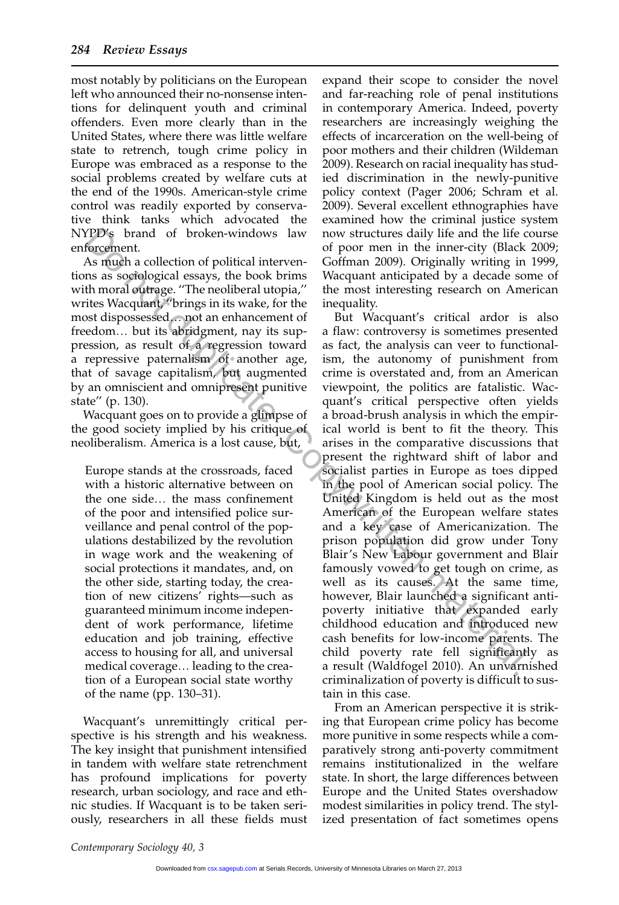most notably by politicians on the European left who announced their no-nonsense intentions for delinquent youth and criminal offenders. Even more clearly than in the United States, where there was little welfare state to retrench, tough crime policy in Europe was embraced as a response to the social problems created by welfare cuts at the end of the 1990s. American-style crime control was readily exported by conservative think tanks which advocated the NYPD's brand of broken-windows law enforcement.

As much a collection of political interventions as sociological essays, the book brims with moral outrage. ''The neoliberal utopia,'' writes Wacquant, ''brings in its wake, for the most dispossessed... not an enhancement of freedom... but its abridgment, nay its suppression, as result of a regression toward a repressive paternalism of another age, that of savage capitalism, but augmented by an omniscient and omnipresent punitive state'' (p. 130).

Wacquant goes on to provide a glimpse of the good society implied by his critique of neoliberalism. America is a lost cause, but,

> Europe stands at the crossroads, faced with a historic alternative between on the one side... the mass confinement of the poor and intensified police surveillance and penal control of the populations destabilized by the revolution in wage work and the weakening of social protections it mandates, and, on the other side, starting today, the creation of new citizens' rights—such as guaranteed minimum income independent of work performance, lifetime education and job training, effective access to housing for all, and universal medical coverage... leading to the creation of a European social state worthy of the name (pp. 130–31).

Wacquant's unremittingly critical perspective is his strength and his weakness. The key insight that punishment intensified in tandem with welfare state retrenchment has profound implications for poverty research, urban sociology, and race and ethnic studies. If Wacquant is to be taken seriously, researchers in all these fields must expand their scope to consider the novel and far-reaching role of penal institutions in contemporary America. Indeed, poverty researchers are increasingly weighing the effects of incarceration on the well-being of poor mothers and their children (Wildeman 2009). Research on racial inequality has studied discrimination in the newly-punitive policy context (Pager 2006; Schram et al. 2009). Several excellent ethnographies have examined how the criminal justice system now structures daily life and the life course of poor men in the inner-city (Black 2009; Goffman 2009). Originally writing in 1999, Wacquant anticipated by a decade some of the most interesting research on American inequality.

But Wacquant's critical ardor is also a flaw: controversy is sometimes presented as fact, the analysis can veer to functionalism, the autonomy of punishment from crime is overstated and, from an American viewpoint, the politics are fatalistic. Wacquant's critical perspective often yields a broad-brush analysis in which the empirical world is bent to fit the theory. This arises in the comparative discussions that present the rightward shift of labor and socialist parties in Europe as toes dipped in the pool of American social policy. The United Kingdom is held out as the most American of the European welfare states and a key case of Americanization. The prison population did grow under Tony Blair's New Labour government and Blair famously vowed to get tough on crime, as well as its causes. At the same time, however, Blair launched a significant anti-poverty initiative that expanded early childhood education and introduced new cash benefits for low-income parents. The child poverty rate fell significantly as a result (Waldfogel 2010). An unvarnished criminalization of poverty is difficult to sustain in this case.

From an American perspective it is striking that European crime policy has become more punitive in some respects while a comparatively strong anti-poverty commitment remains institutionalized in the welfare state. In short, the large differences between Europe and the United States overshadow modest similarities in policy trend. The stylized presentation of fact sometimes opens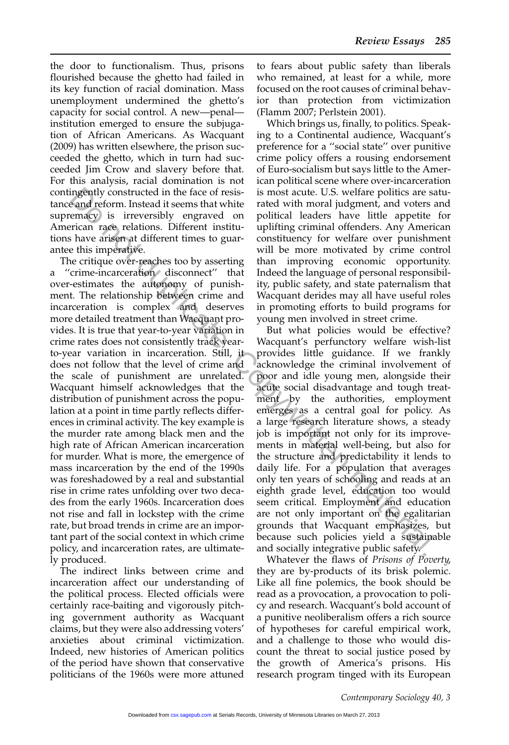the door to functionalism. Thus, prisons flourished because the ghetto had failed in its key function of racial domination. Mass unemployment undermined the ghetto's capacity for social control. A new—penal—institution emerged to ensure the subjugation of African Americans. As Wacquant (2009) has written elsewhere, the prison succeeded the ghetto, which in turn had succeeded Jim Crow and slavery before that. For this analysis, racial domination is not contingently constructed in the face of resistance and reform. Instead it seems that white supremacy is irreversibly engraved on American race relations. Different institutions have arisen at different times to guarantee this imperative.

The critique over-reaches too by asserting a "crime-incarceration disconnect" that over-estimates the autonomy of punishment. The relationship between crime and incarceration is complex and deserves more detailed treatment than Wacquant provides. It is true that year-to-year variation in crime rates does not consistently track year-to-year variation in incarceration. Still, it does not follow that the level of crime and the scale of punishment are unrelated. Wacquant himself acknowledges that the distribution of punishment across the population at a point in time partly reflects differences in criminal activity. The key example is the murder rate among black men and the high rate of African American incarceration for murder. What is more, the emergence of mass incarceration by the end of the 1990s was foreshadowed by a real and substantial rise in crime rates unfolding over two decades from the early 1960s. Incarceration does not rise and fall in lockstep with the crime rate, but broad trends in crime are an important part of the social context in which crime policy, and incarceration rates, are ultimately produced.

The indirect links between crime and incarceration affect our understanding of the political process. Elected officials were certainly race-baiting and vigorously pitching government authority as Wacquant claims, but they were also addressing voters' anxieties about criminal victimization. Indeed, new histories of American politics of the period have shown that conservative politicians of the 1960s were more attuned to fears about public safety than liberals who remained, at least for a while, more focused on the root causes of criminal behavior than protection from victimization (Flamm 2007; Perlstein 2001).

Which brings us, finally, to politics. Speaking to a Continental audience, Wacquant's preference for a "social state" over punitive crime policy offers a rousing endorsement of Euro-socialism but says little to the American political scene where over-incarceration is most acute. U.S. welfare politics are saturated with moral judgment, and voters and political leaders have little appetite for uplifting criminal offenders. Any American constituency for welfare over punishment will be more motivated by crime control than improving economic opportunity. Indeed the language of personal responsibility, public safety, and state paternalism that Wacquant derides may all have useful roles in promoting efforts to build programs for young men involved in street crime.

But what policies would be effective? Wacquant's perfunctory welfare wish-list provides little guidance. If we frankly acknowledge the criminal involvement of poor and idle young men, alongside their acute social disadvantage and tough treatment by the authorities, employment emerges as a central goal for policy. As a large research literature shows, a steady job is important not only for its improvements in material well-being, but also for the structure and predictability it lends to daily life. For a population that averages only ten years of schooling and reads at an eighth grade level, education too would seem critical. Employment and education are not only important on the egalitarian grounds that Wacquant emphasizes, but because such policies yield a sustainable and socially integrative public safety.

Whatever the flaws of *Prisons of Poverty*, they are by-products of its brisk polemic. Like all fine polemics, the book should be read as a provocation, a provocation to policy and research. Wacquant's bold account of a punitive neoliberalism offers a rich source of hypotheses for careful empirical work, and a challenge to those who would discount the threat to social justice posed by the growth of America's prisons. His research program tinged with its European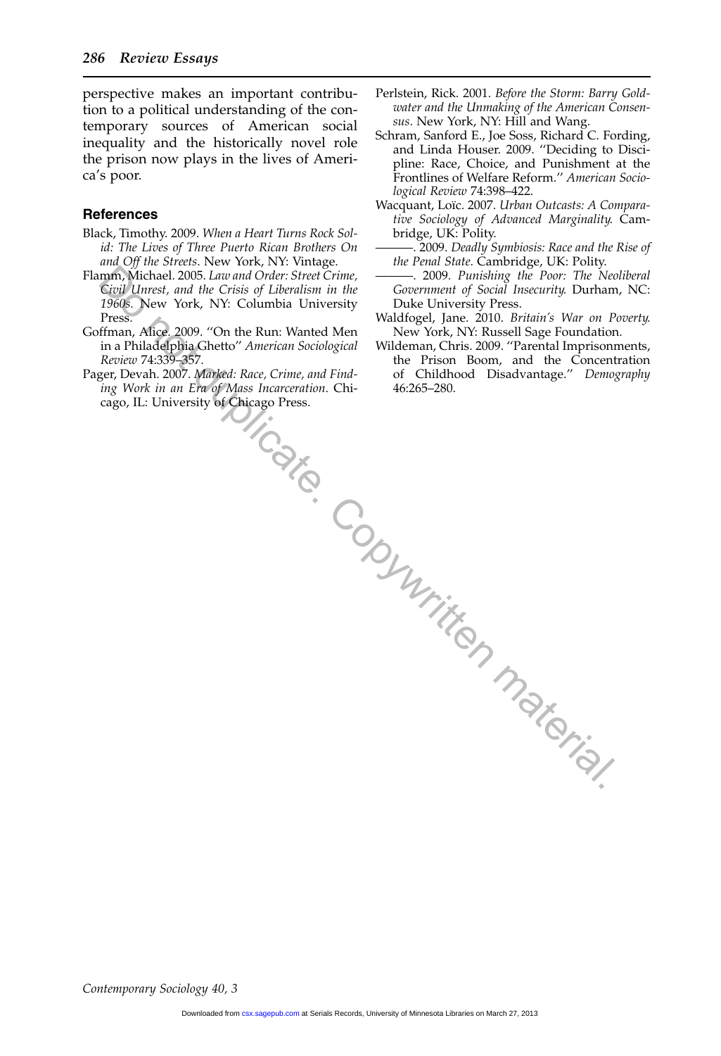perspective makes an important contribution to a political understanding of the contemporary sources of American social inequality and the historically novel role the prison now plays in the lives of America's poor.

## References

Black, Timothy. 2009. *When a Heart Turns Rock Solid: The Lives of Three Puerto Rican Brothers On and Off the Streets*. New York, NY: Vintage.

Flamm, Michael. 2005. *Law and Order: Street Crime, Civil Unrest, and the Crisis of Liberalism in the 1960s*. New York, NY: Columbia University Press.

Goffman, Alice. 2009. ''On the Run: Wanted Men in a Philadelphia Ghetto'' *American Sociological Review* 74:339–357.

Pager, Devah. 2007. *Marked: Race, Crime, and Finding Work in an Era of Mass Incarceration*. Chicago, IL: University of Chicago Press.

Perlstein, Rick. 2001. *Before the Storm: Barry Goldwater and the Unmaking of the American Consensus*. New York, NY: Hill and Wang.

Schram, Sanford E., Joe Soss, Richard C. Fording, and Linda Houser. 2009. ''Deciding to Discipline: Race, Choice, and Punishment at the Frontlines of Welfare Reform.'' *American Sociological Review* 74:398–422.

Wacquant, Loïc. 2007. *Urban Outcasts: A Comparative Sociology of Advanced Marginality*. Cambridge, UK: Polity.

———. 2009. *Deadly Symbiosis: Race and the Rise of the Penal State*. Cambridge, UK: Polity.

———. 2009. *Punishing the Poor: The Neoliberal Government of Social Insecurity*. Durham, NC: Duke University Press.

Waldfogel, Jane. 2010. *Britain's War on Poverty*. New York, NY: Russell Sage Foundation.

Wildeman, Chris. 2009. ''Parental Imprisonments, the Prison Boom, and the Concentration of Childhood Disadvantage.'' *Demography* 46:265–280.